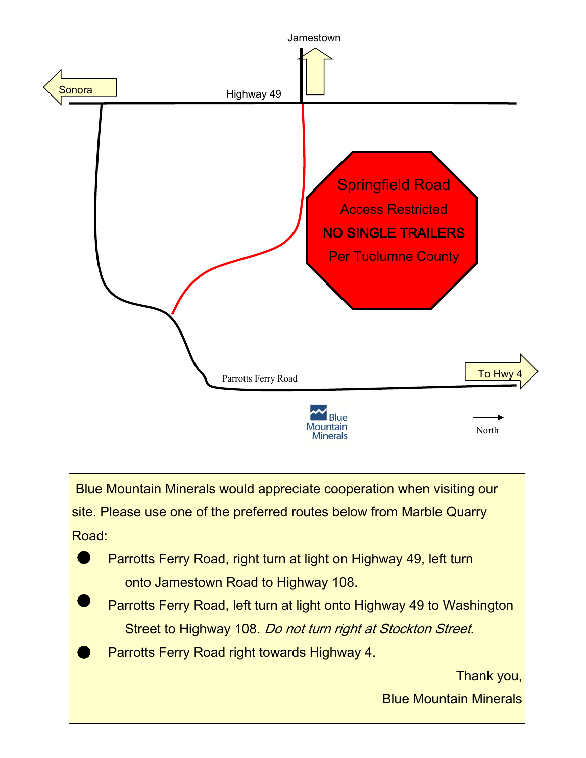Jamestown

Sonora

Highway 49

**Springfield Road**

Access Restricted

**NO SINGLE TRAILERS**

Per Tuolumne County

Parrotts Ferry Road

To Hwy 4

Blue Mountain Minerals

North

Blue Mountain Minerals would appreciate cooperation when visiting our site. Please use one of the preferred routes below from Marble Quarry Road:

- Parrotts Ferry Road, right turn at light on Highway 49, left turn onto Jamestown Road to Highway 108.
- Parrotts Ferry Road, left turn at light onto Highway 49 to Washington Street to Highway 108. *Do not turn right at Stockton Street.*
- Parrotts Ferry Road right towards Highway 4.

Thank you,

Blue Mountain Minerals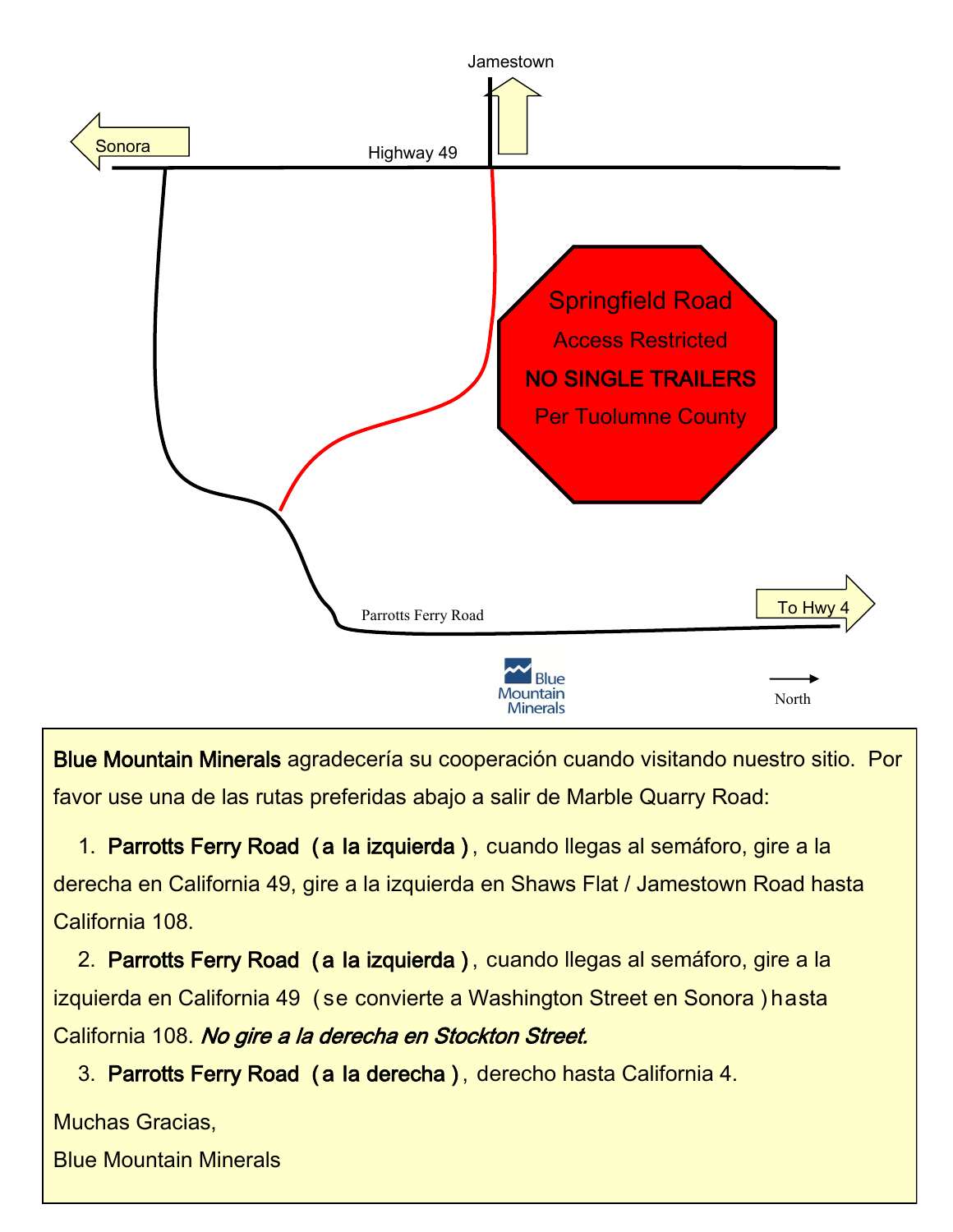Jamestown

Sonora

Highway 49

Springfield Road

Access Restricted

**NO SINGLE TRAILERS**

Per Tuolumne County

Parrotts Ferry Road

To Hwy 4

Blue Mountain Minerals

North

**Blue Mountain Minerals** agradecería su cooperación cuando visitando nuestro sitio. Por favor use una de las rutas preferidas abajo a salir de Marble Quarry Road:

1. **Parrotts Ferry Road (a la izquierda)**, cuando llegas al semáforo, gire a la derecha en California 49, gire a la izquierda en Shaws Flat / Jamestown Road hasta California 108.
2. **Parrotts Ferry Road (a la izquierda)**, cuando llegas al semáforo, gire a la izquierda en California 49 (se convierte a Washington Street en Sonora) hasta California 108. ***No gire a la derecha en Stockton Street.***
3. **Parrotts Ferry Road (a la derecha)**, derecho hasta California 4.

Muchas Gracias,

Blue Mountain Minerals